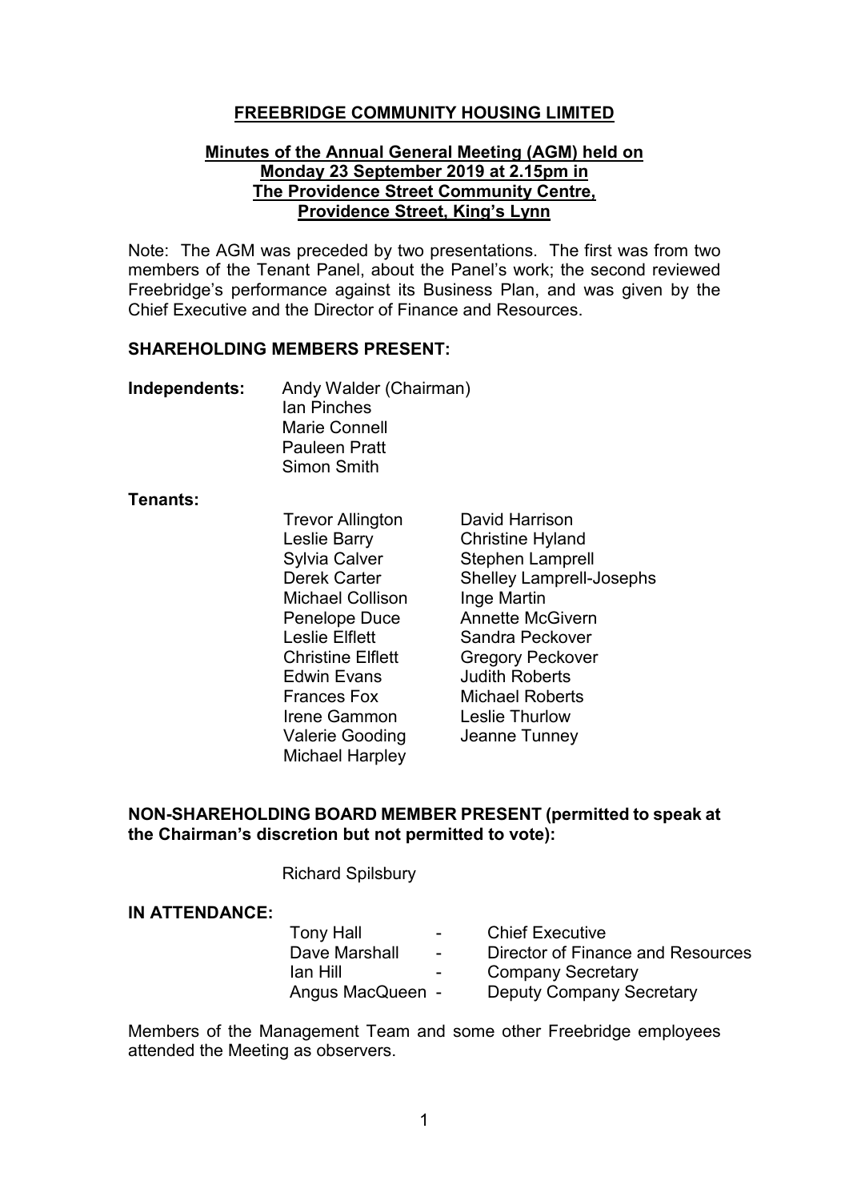# **FREEBRIDGE COMMUNITY HOUSING LIMITED**

## **Minutes of the Annual General Meeting (AGM) held on Monday 23 September 2019 at 2.15pm in The Providence Street Community Centre, Providence Street, King's Lynn**

Note: The AGM was preceded by two presentations. The first was from two members of the Tenant Panel, about the Panel's work; the second reviewed Freebridge's performance against its Business Plan, and was given by the Chief Executive and the Director of Finance and Resources.

**SHAREHOLDING MEMBERS PRESENT:**

**Independents:**
Andy Walder (Chairman)
Ian Pinches
Marie Connell
Pauleen Pratt
Simon Smith

**Tenants:**

| | |
|---|---|
| Trevor Allington | David Harrison |
| Leslie Barry | Christine Hyland |
| Sylvia Calver | Stephen Lamprell |
| Derek Carter | Shelley Lamprell-Josephs |
| Michael Collison | Inge Martin |
| Penelope Duce | Annette McGivern |
| Leslie Elflett | Sandra Peckover |
| Christine Elflett | Gregory Peckover |
| Edwin Evans | Judith Roberts |
| Frances Fox | Michael Roberts |
| Irene Gammon | Leslie Thurlow |
| Valerie Gooding | Jeanne Tunney |
| Michael Harpley | |

**NON-SHAREHOLDING BOARD MEMBER PRESENT (permitted to speak at the Chairman's discretion but not permitted to vote):**

Richard Spilsbury

**IN ATTENDANCE:**

| | | |
|---|---|---|
| Tony Hall | - | Chief Executive |
| Dave Marshall | - | Director of Finance and Resources |
| Ian Hill | - | Company Secretary |
| Angus MacQueen | - | Deputy Company Secretary |

Members of the Management Team and some other Freebridge employees attended the Meeting as observers.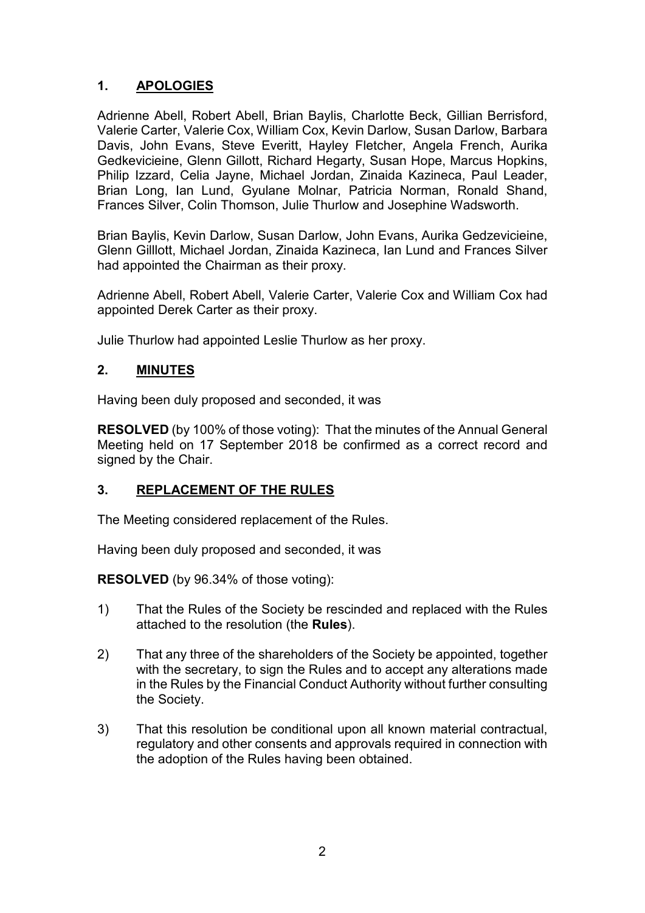## 1. APOLOGIES

Adrienne Abell, Robert Abell, Brian Baylis, Charlotte Beck, Gillian Berrisford, Valerie Carter, Valerie Cox, William Cox, Kevin Darlow, Susan Darlow, Barbara Davis, John Evans, Steve Everitt, Hayley Fletcher, Angela French, Aurika Gedkevicieine, Glenn Gillott, Richard Hegarty, Susan Hope, Marcus Hopkins, Philip Izzard, Celia Jayne, Michael Jordan, Zinaida Kazineca, Paul Leader, Brian Long, Ian Lund, Gyulane Molnar, Patricia Norman, Ronald Shand, Frances Silver, Colin Thomson, Julie Thurlow and Josephine Wadsworth.

Brian Baylis, Kevin Darlow, Susan Darlow, John Evans, Aurika Gedzevicieine, Glenn Gilllott, Michael Jordan, Zinaida Kazineca, Ian Lund and Frances Silver had appointed the Chairman as their proxy.

Adrienne Abell, Robert Abell, Valerie Carter, Valerie Cox and William Cox had appointed Derek Carter as their proxy.

Julie Thurlow had appointed Leslie Thurlow as her proxy.

## 2. MINUTES

Having been duly proposed and seconded, it was

**RESOLVED** (by 100% of those voting): That the minutes of the Annual General Meeting held on 17 September 2018 be confirmed as a correct record and signed by the Chair.

## 3. REPLACEMENT OF THE RULES

The Meeting considered replacement of the Rules.

Having been duly proposed and seconded, it was

**RESOLVED** (by 96.34% of those voting):

1) That the Rules of the Society be rescinded and replaced with the Rules attached to the resolution (the **Rules**).

2) That any three of the shareholders of the Society be appointed, together with the secretary, to sign the Rules and to accept any alterations made in the Rules by the Financial Conduct Authority without further consulting the Society.

3) That this resolution be conditional upon all known material contractual, regulatory and other consents and approvals required in connection with the adoption of the Rules having been obtained.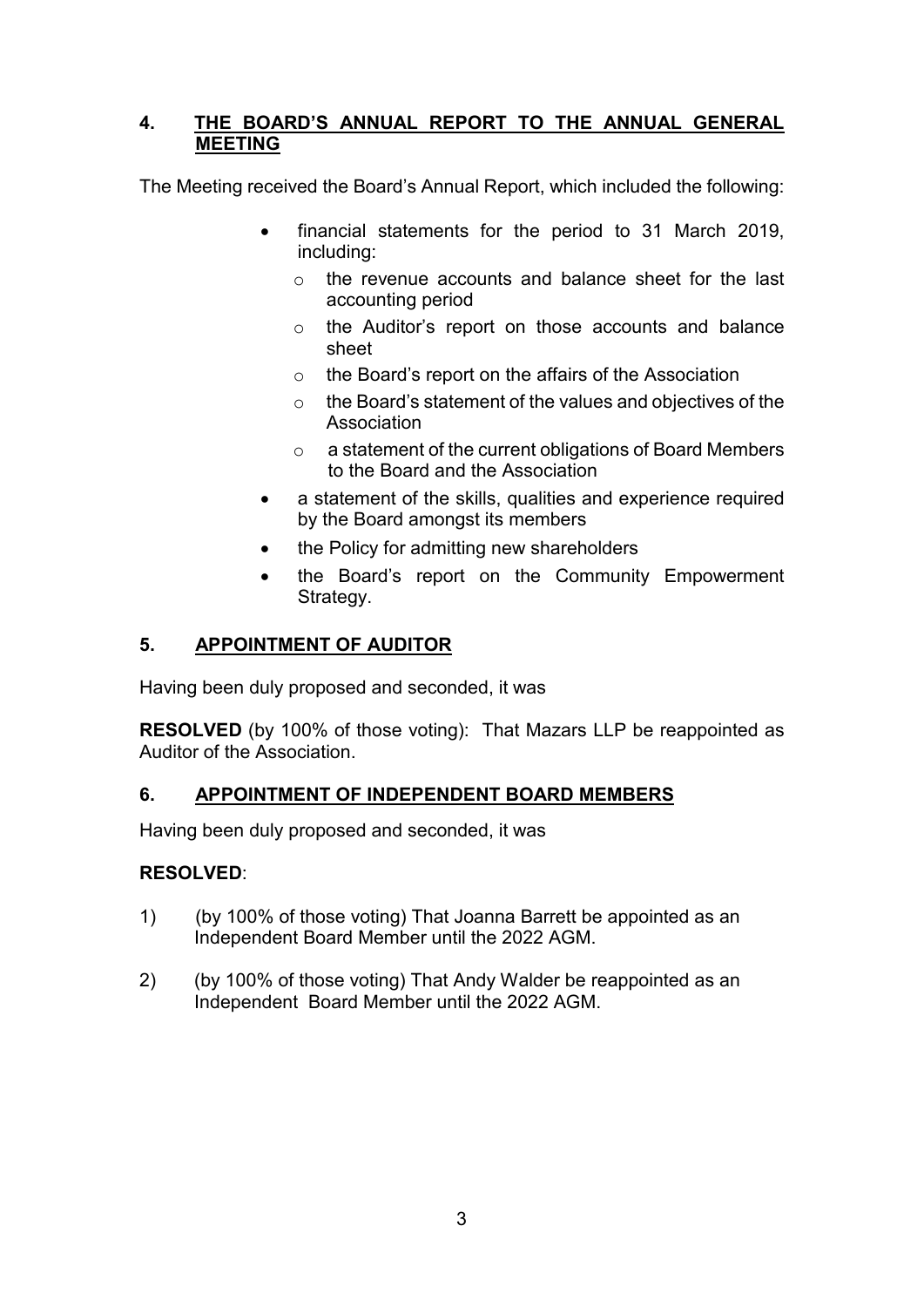## 4. THE BOARD'S ANNUAL REPORT TO THE ANNUAL GENERAL MEETING

The Meeting received the Board's Annual Report, which included the following:

- financial statements for the period to 31 March 2019, including:
  - the revenue accounts and balance sheet for the last accounting period
  - the Auditor's report on those accounts and balance sheet
  - the Board's report on the affairs of the Association
  - the Board's statement of the values and objectives of the Association
  - a statement of the current obligations of Board Members to the Board and the Association
- a statement of the skills, qualities and experience required by the Board amongst its members
- the Policy for admitting new shareholders
- the Board's report on the Community Empowerment Strategy.

## 5. APPOINTMENT OF AUDITOR

Having been duly proposed and seconded, it was

**RESOLVED** (by 100% of those voting): That Mazars LLP be reappointed as Auditor of the Association.

## 6. APPOINTMENT OF INDEPENDENT BOARD MEMBERS

Having been duly proposed and seconded, it was

**RESOLVED**:

1) (by 100% of those voting) That Joanna Barrett be appointed as an Independent Board Member until the 2022 AGM.

2) (by 100% of those voting) That Andy Walder be reappointed as an Independent Board Member until the 2022 AGM.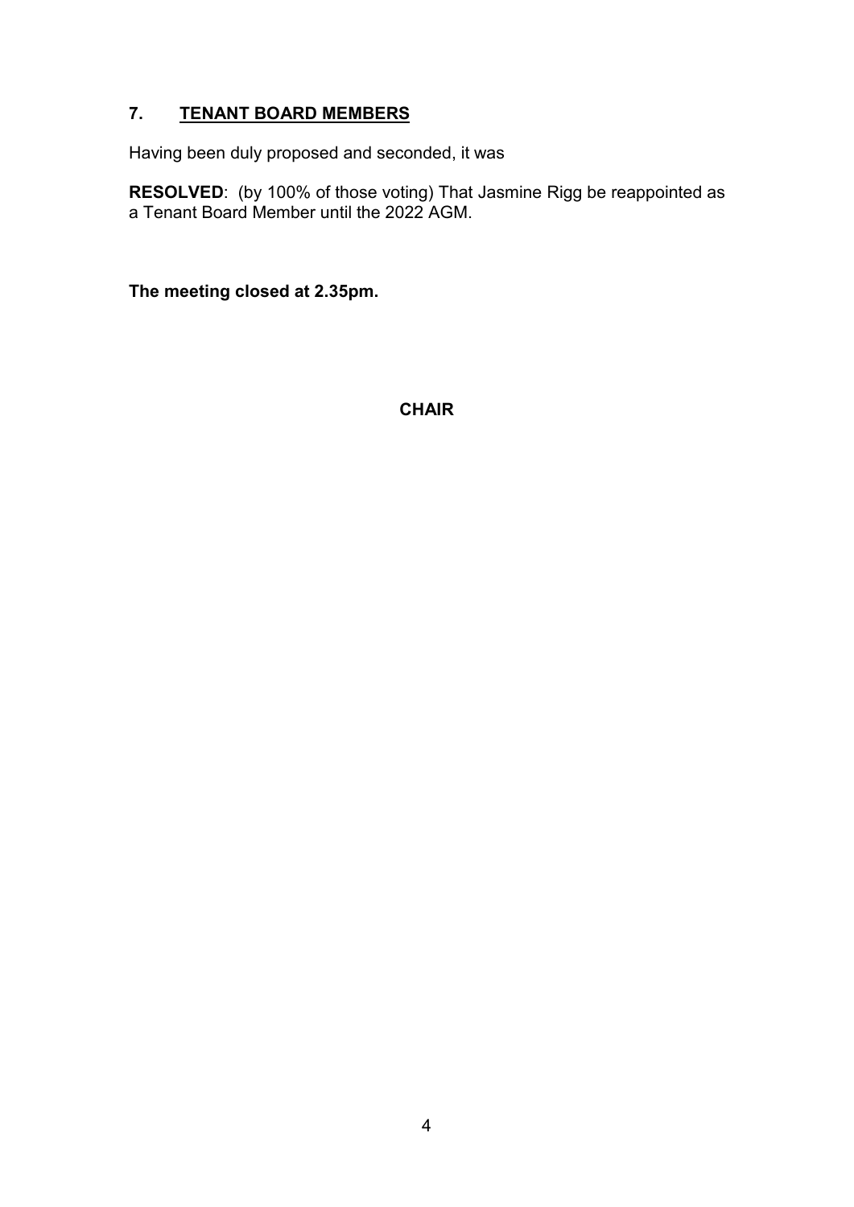## 7. TENANT BOARD MEMBERS

Having been duly proposed and seconded, it was

**RESOLVED**: (by 100% of those voting) That Jasmine Rigg be reappointed as a Tenant Board Member until the 2022 AGM.

**The meeting closed at 2.35pm.**

**CHAIR**